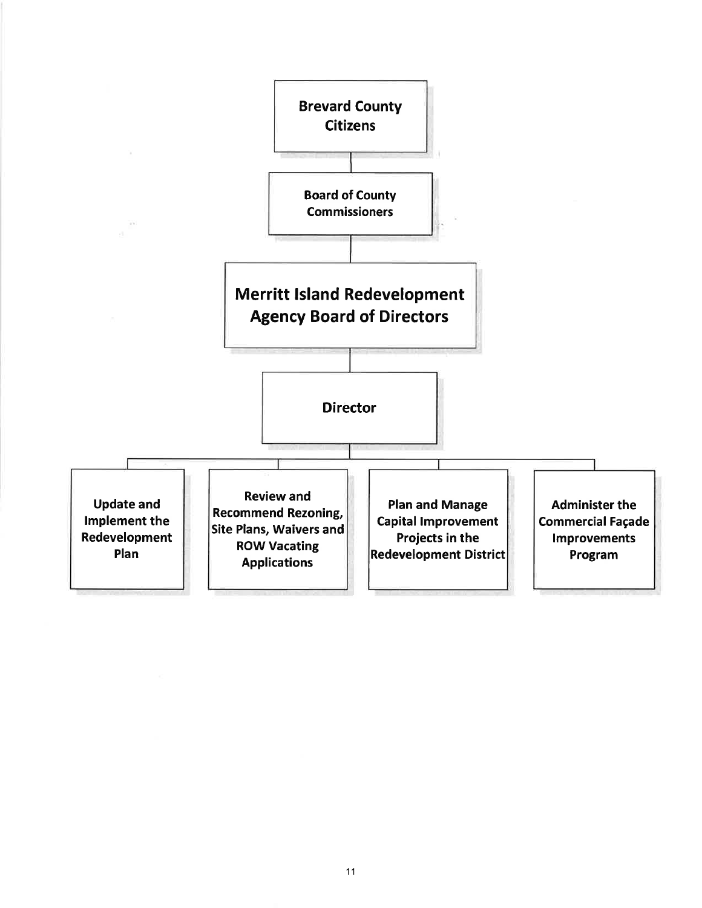**Brevard County Citizens**

**Board of County Commissioners**

**Merritt Island Redevelopment Agency Board of Directors**

**Director**

- **Update and Implement the Redevelopment Plan**
- **Review and Recommend Rezoning, Site Plans, Waivers and ROW Vacating Applications**
- **Plan and Manage Capital Improvement Projects in the Redevelopment District**
- **Administer the Commercial Façade Improvements Program**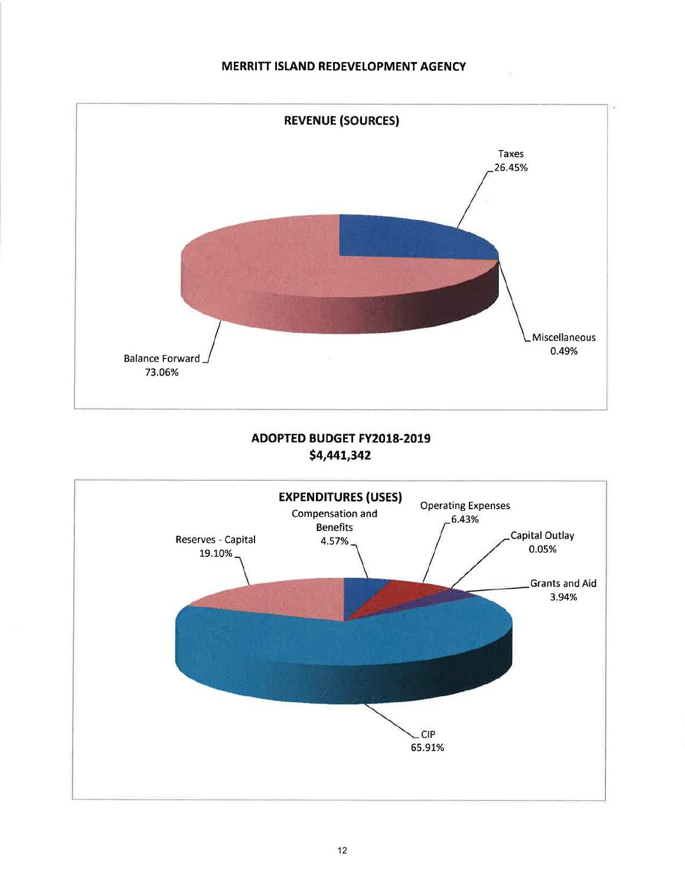# MERRITT ISLAND REDEVELOPMENT AGENCY

## REVENUE (SOURCES)

| Source | Percentage |
|---|---|
| Taxes | 26.45% |
| Miscellaneous | 0.49% |
| Balance Forward | 73.06% |

## ADOPTED BUDGET FY2018-2019
## $4,441,342

## EXPENDITURES (USES)

| Use | Percentage |
|---|---|
| Compensation and Benefits | 4.57% |
| Operating Expenses | 6.43% |
| Capital Outlay | 0.05% |
| Grants and Aid | 3.94% |
| CIP | 65.91% |
| Reserves - Capital | 19.10% |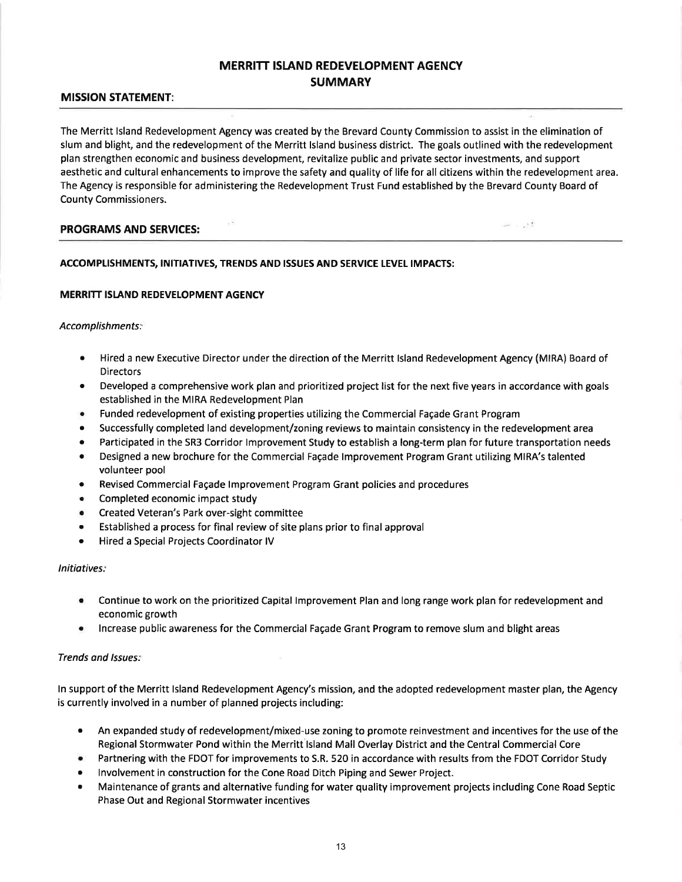# MERRITT ISLAND REDEVELOPMENT AGENCY SUMMARY

## MISSION STATEMENT:

The Merritt Island Redevelopment Agency was created by the Brevard County Commission to assist in the elimination of slum and blight, and the redevelopment of the Merritt Island business district. The goals outlined with the redevelopment plan strengthen economic and business development, revitalize public and private sector investments, and support aesthetic and cultural enhancements to improve the safety and quality of life for all citizens within the redevelopment area. The Agency is responsible for administering the Redevelopment Trust Fund established by the Brevard County Board of County Commissioners.

## PROGRAMS AND SERVICES:

### ACCOMPLISHMENTS, INITIATIVES, TRENDS AND ISSUES AND SERVICE LEVEL IMPACTS:

### MERRITT ISLAND REDEVELOPMENT AGENCY

*Accomplishments:*

- Hired a new Executive Director under the direction of the Merritt Island Redevelopment Agency (MIRA) Board of Directors
- Developed a comprehensive work plan and prioritized project list for the next five years in accordance with goals established in the MIRA Redevelopment Plan
- Funded redevelopment of existing properties utilizing the Commercial Façade Grant Program
- Successfully completed land development/zoning reviews to maintain consistency in the redevelopment area
- Participated in the SR3 Corridor Improvement Study to establish a long-term plan for future transportation needs
- Designed a new brochure for the Commercial Façade Improvement Program Grant utilizing MIRA's talented volunteer pool
- Revised Commercial Façade Improvement Program Grant policies and procedures
- Completed economic impact study
- Created Veteran's Park over-sight committee
- Established a process for final review of site plans prior to final approval
- Hired a Special Projects Coordinator IV

*Initiatives:*

- Continue to work on the prioritized Capital Improvement Plan and long range work plan for redevelopment and economic growth
- Increase public awareness for the Commercial Façade Grant Program to remove slum and blight areas

*Trends and Issues:*

In support of the Merritt Island Redevelopment Agency's mission, and the adopted redevelopment master plan, the Agency is currently involved in a number of planned projects including:

- An expanded study of redevelopment/mixed-use zoning to promote reinvestment and incentives for the use of the Regional Stormwater Pond within the Merritt Island Mall Overlay District and the Central Commercial Core
- Partnering with the FDOT for improvements to S.R. 520 in accordance with results from the FDOT Corridor Study
- Involvement in construction for the Cone Road Ditch Piping and Sewer Project.
- Maintenance of grants and alternative funding for water quality improvement projects including Cone Road Septic Phase Out and Regional Stormwater incentives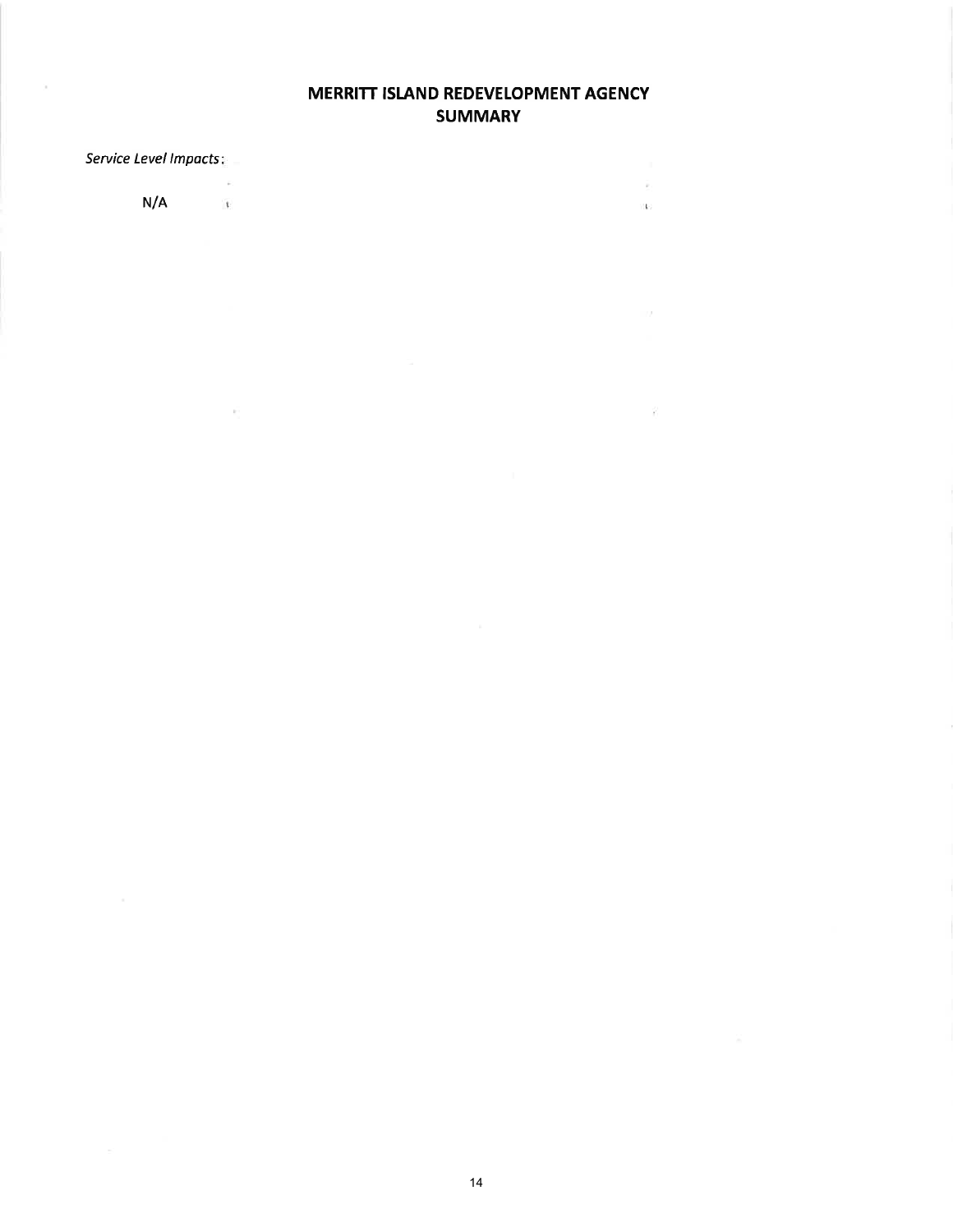# MERRITT ISLAND REDEVELOPMENT AGENCY
## SUMMARY

*Service Level Impacts*:

N/A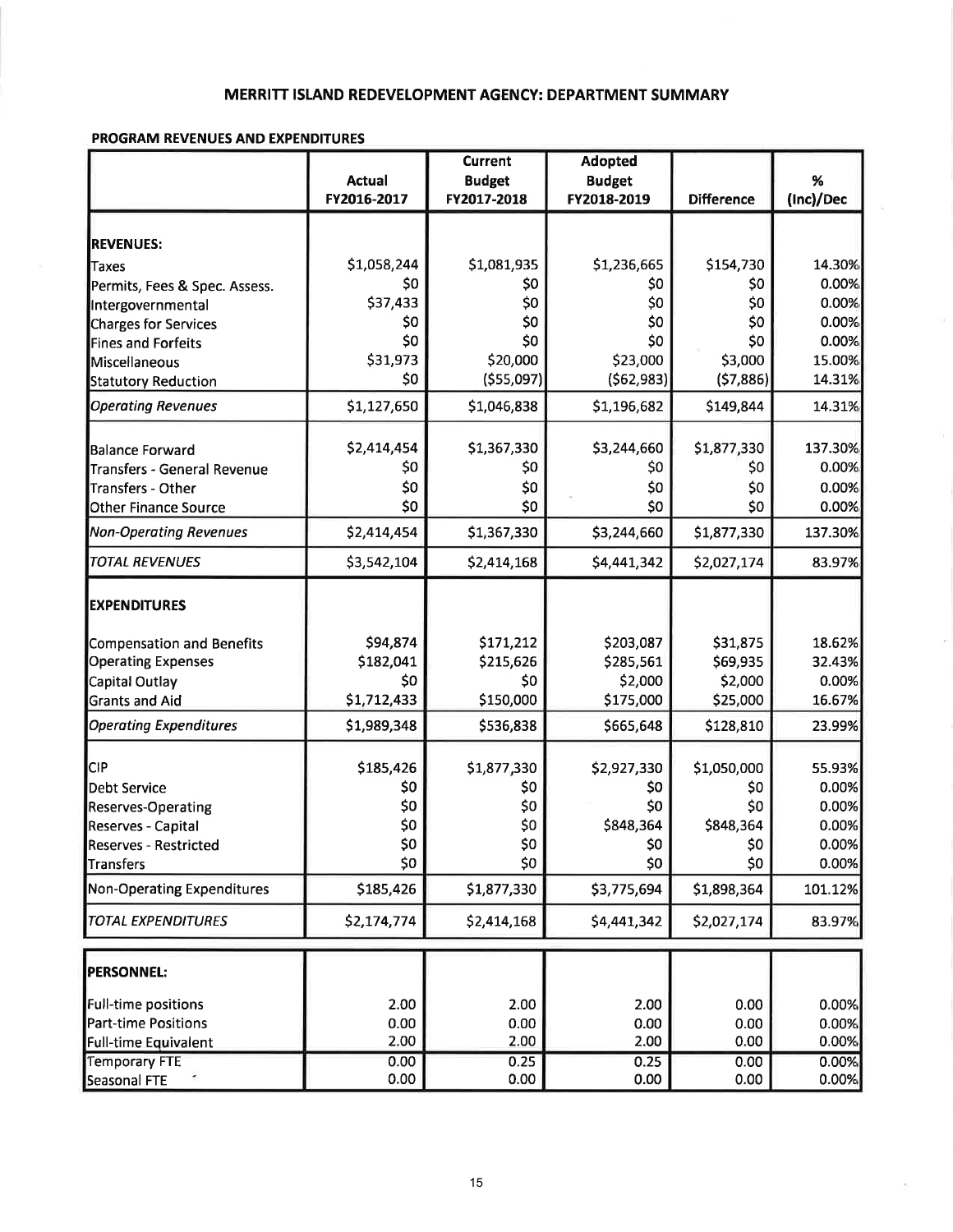# MERRITT ISLAND REDEVELOPMENT AGENCY: DEPARTMENT SUMMARY

**PROGRAM REVENUES AND EXPENDITURES**

| | Actual FY2016-2017 | Current Budget FY2017-2018 | Adopted Budget FY2018-2019 | Difference | % (Inc)/Dec |
|---|---|---|---|---|---|
| **REVENUES:** | | | | | |
| Taxes | $1,058,244 | $1,081,935 | $1,236,665 | $154,730 | 14.30% |
| Permits, Fees & Spec. Assess. | $0 | $0 | $0 | $0 | 0.00% |
| Intergovernmental | $37,433 | $0 | $0 | $0 | 0.00% |
| Charges for Services | $0 | $0 | $0 | $0 | 0.00% |
| Fines and Forfeits | $0 | $0 | $0 | $0 | 0.00% |
| Miscellaneous | $31,973 | $20,000 | $23,000 | $3,000 | 15.00% |
| Statutory Reduction | $0 | ($55,097) | ($62,983) | ($7,886) | 14.31% |
| *Operating Revenues* | $1,127,650 | $1,046,838 | $1,196,682 | $149,844 | 14.31% |
| Balance Forward | $2,414,454 | $1,367,330 | $3,244,660 | $1,877,330 | 137.30% |
| Transfers - General Revenue | $0 | $0 | $0 | $0 | 0.00% |
| Transfers - Other | $0 | $0 | $0 | $0 | 0.00% |
| Other Finance Source | $0 | $0 | $0 | $0 | 0.00% |
| *Non-Operating Revenues* | $2,414,454 | $1,367,330 | $3,244,660 | $1,877,330 | 137.30% |
| *TOTAL REVENUES* | $3,542,104 | $2,414,168 | $4,441,342 | $2,027,174 | 83.97% |
| **EXPENDITURES** | | | | | |
| Compensation and Benefits | $94,874 | $171,212 | $203,087 | $31,875 | 18.62% |
| Operating Expenses | $182,041 | $215,626 | $285,561 | $69,935 | 32.43% |
| Capital Outlay | $0 | $0 | $2,000 | $2,000 | 0.00% |
| Grants and Aid | $1,712,433 | $150,000 | $175,000 | $25,000 | 16.67% |
| *Operating Expenditures* | $1,989,348 | $536,838 | $665,648 | $128,810 | 23.99% |
| CIP | $185,426 | $1,877,330 | $2,927,330 | $1,050,000 | 55.93% |
| Debt Service | $0 | $0 | $0 | $0 | 0.00% |
| Reserves-Operating | $0 | $0 | $0 | $0 | 0.00% |
| Reserves - Capital | $0 | $0 | $848,364 | $848,364 | 0.00% |
| Reserves - Restricted | $0 | $0 | $0 | $0 | 0.00% |
| Transfers | $0 | $0 | $0 | $0 | 0.00% |
| Non-Operating Expenditures | $185,426 | $1,877,330 | $3,775,694 | $1,898,364 | 101.12% |
| *TOTAL EXPENDITURES* | $2,174,774 | $2,414,168 | $4,441,342 | $2,027,174 | 83.97% |
| **PERSONNEL:** | | | | | |
| Full-time positions | 2.00 | 2.00 | 2.00 | 0.00 | 0.00% |
| Part-time Positions | 0.00 | 0.00 | 0.00 | 0.00 | 0.00% |
| Full-time Equivalent | 2.00 | 2.00 | 2.00 | 0.00 | 0.00% |
| Temporary FTE | 0.00 | 0.25 | 0.25 | 0.00 | 0.00% |
| Seasonal FTE | 0.00 | 0.00 | 0.00 | 0.00 | 0.00% |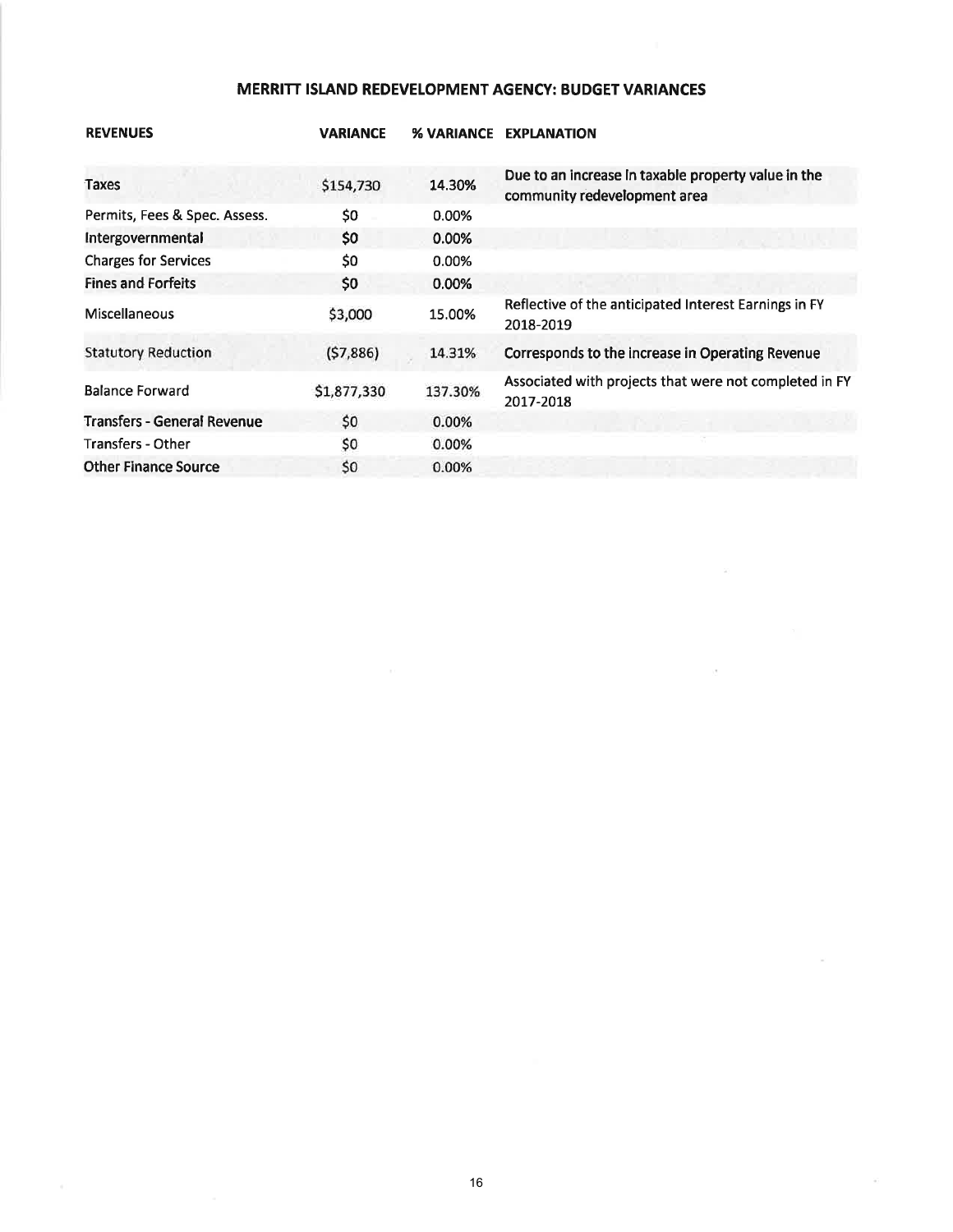## MERRITT ISLAND REDEVELOPMENT AGENCY: BUDGET VARIANCES

| REVENUES | VARIANCE | % VARIANCE | EXPLANATION |
|---|---|---|---|
| Taxes | $154,730 | 14.30% | Due to an increase in taxable property value in the community redevelopment area |
| Permits, Fees & Spec. Assess. | $0 | 0.00% | |
| Intergovernmental | $0 | 0.00% | |
| Charges for Services | $0 | 0.00% | |
| Fines and Forfeits | $0 | 0.00% | |
| Miscellaneous | $3,000 | 15.00% | Reflective of the anticipated Interest Earnings in FY 2018-2019 |
| Statutory Reduction | ($7,886) | 14.31% | Corresponds to the increase in Operating Revenue |
| Balance Forward | $1,877,330 | 137.30% | Associated with projects that were not completed in FY 2017-2018 |
| Transfers - General Revenue | $0 | 0.00% | |
| Transfers - Other | $0 | 0.00% | |
| Other Finance Source | $0 | 0.00% | |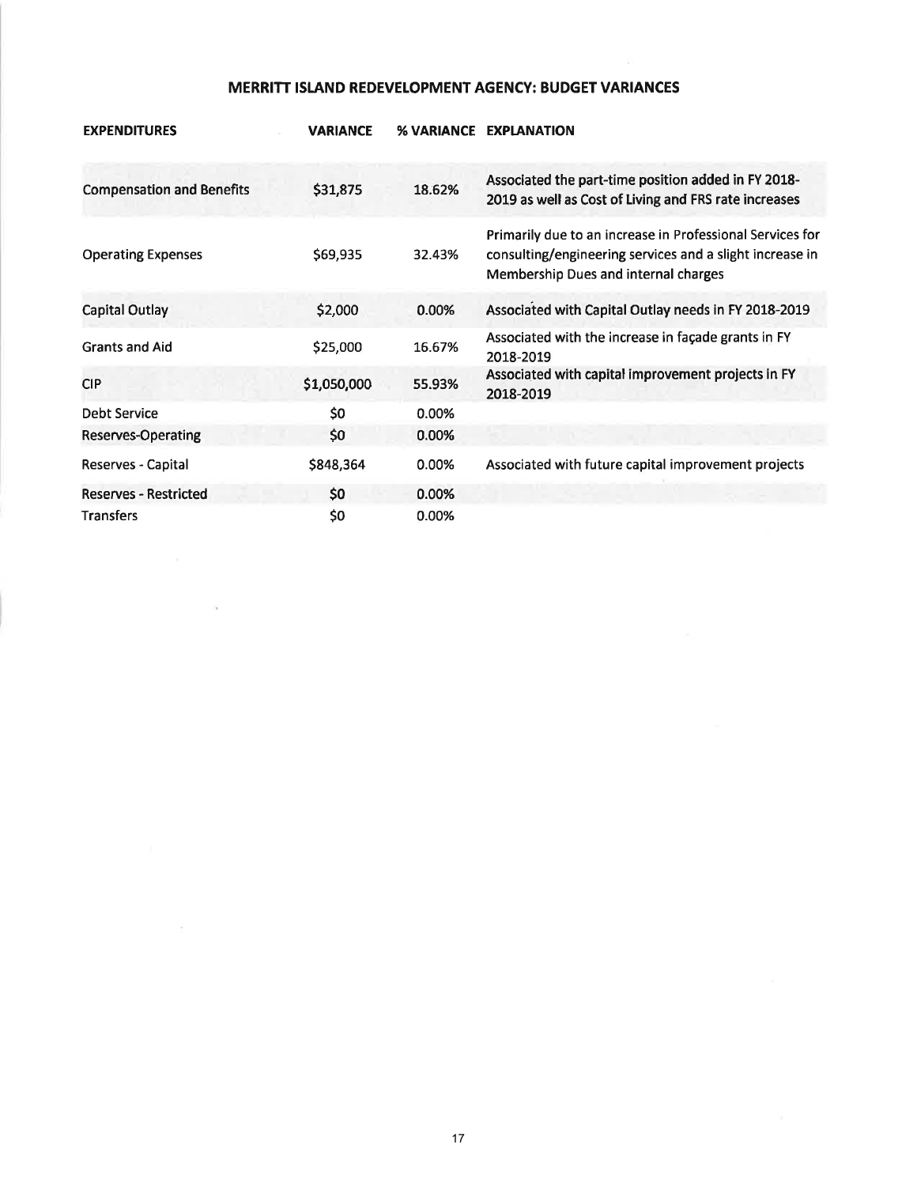## MERRITT ISLAND REDEVELOPMENT AGENCY: BUDGET VARIANCES

| EXPENDITURES | VARIANCE | % VARIANCE | EXPLANATION |
|---|---|---|---|
| Compensation and Benefits | $31,875 | 18.62% | Associated the part-time position added in FY 2018-2019 as well as Cost of Living and FRS rate increases |
| Operating Expenses | $69,935 | 32.43% | Primarily due to an increase in Professional Services for consulting/engineering services and a slight increase in Membership Dues and internal charges |
| Capital Outlay | $2,000 | 0.00% | Associated with Capital Outlay needs in FY 2018-2019 |
| Grants and Aid | $25,000 | 16.67% | Associated with the increase in façade grants in FY 2018-2019 |
| CIP | $1,050,000 | 55.93% | Associated with capital improvement projects in FY 2018-2019 |
| Debt Service | $0 | 0.00% | |
| Reserves-Operating | $0 | 0.00% | |
| Reserves - Capital | $848,364 | 0.00% | Associated with future capital improvement projects |
| Reserves - Restricted | $0 | 0.00% | |
| Transfers | $0 | 0.00% | |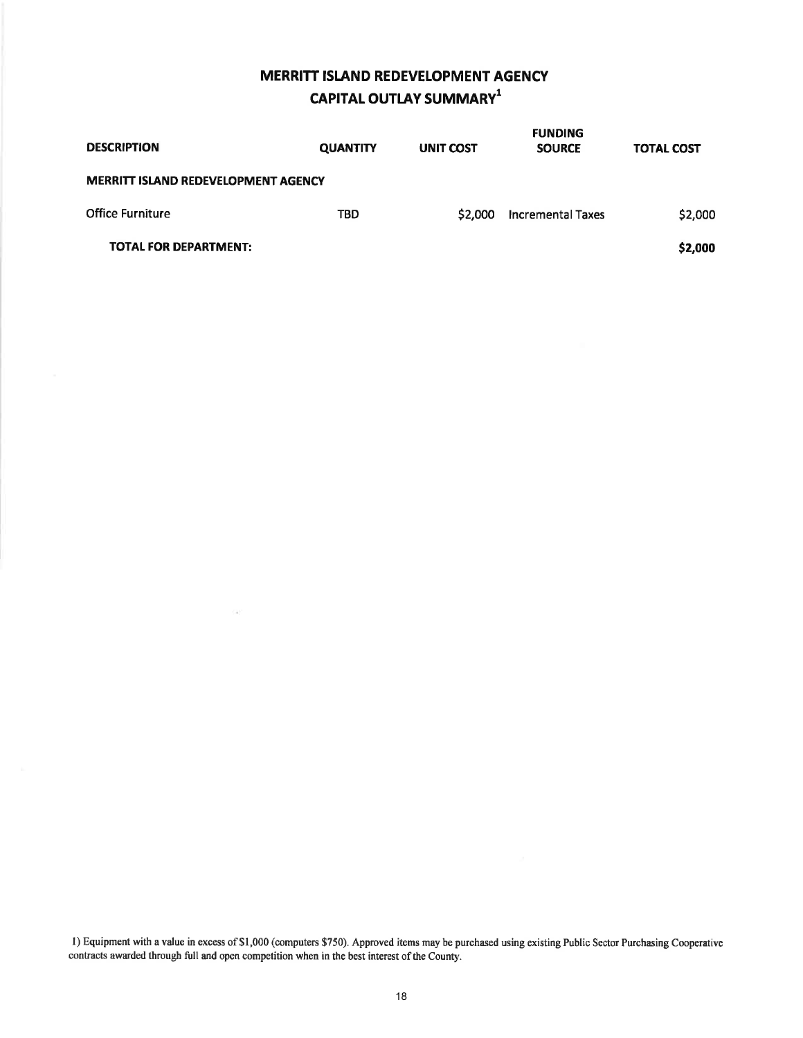# MERRITT ISLAND REDEVELOPMENT AGENCY
## CAPITAL OUTLAY SUMMARY[1]

| DESCRIPTION | QUANTITY | UNIT COST | FUNDING SOURCE | TOTAL COST |
|---|---|---|---|---|
| **MERRITT ISLAND REDEVELOPMENT AGENCY** | | | | |
| Office Furniture | TBD | \$2,000 | Incremental Taxes | \$2,000 |
| **TOTAL FOR DEPARTMENT:** | | | | **\$2,000** |

1) Equipment with a value in excess of \$1,000 (computers \$750). Approved items may be purchased using existing Public Sector Purchasing Cooperative contracts awarded through full and open competition when in the best interest of the County.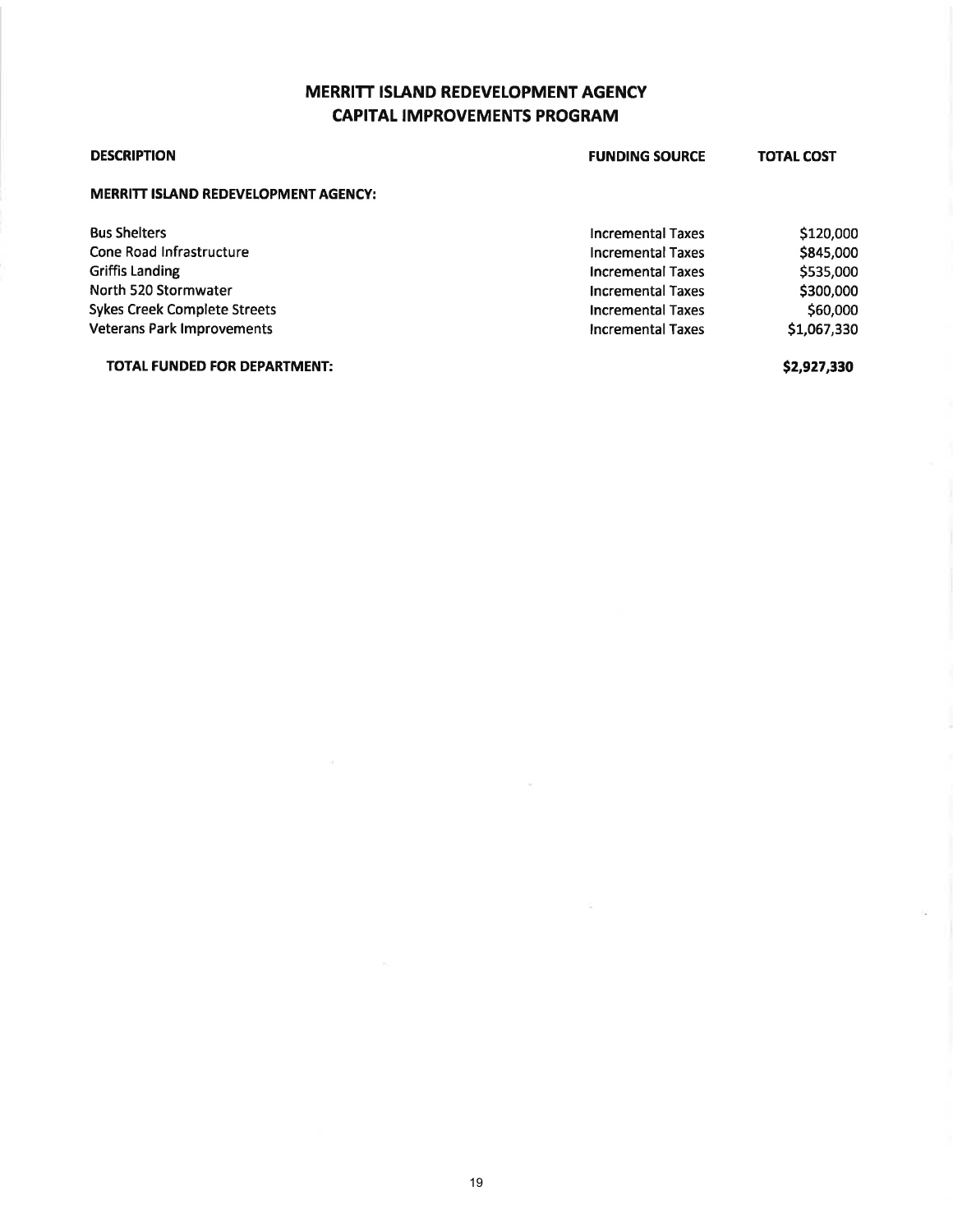# MERRITT ISLAND REDEVELOPMENT AGENCY
## CAPITAL IMPROVEMENTS PROGRAM

| DESCRIPTION | FUNDING SOURCE | TOTAL COST |
|---|---|---|
| **MERRITT ISLAND REDEVELOPMENT AGENCY:** | | |
| Bus Shelters | Incremental Taxes | $120,000 |
| Cone Road Infrastructure | Incremental Taxes | $845,000 |
| Griffis Landing | Incremental Taxes | $535,000 |
| North 520 Stormwater | Incremental Taxes | $300,000 |
| Sykes Creek Complete Streets | Incremental Taxes | $60,000 |
| Veterans Park Improvements | Incremental Taxes | $1,067,330 |
| **TOTAL FUNDED FOR DEPARTMENT:** | | **$2,927,330** |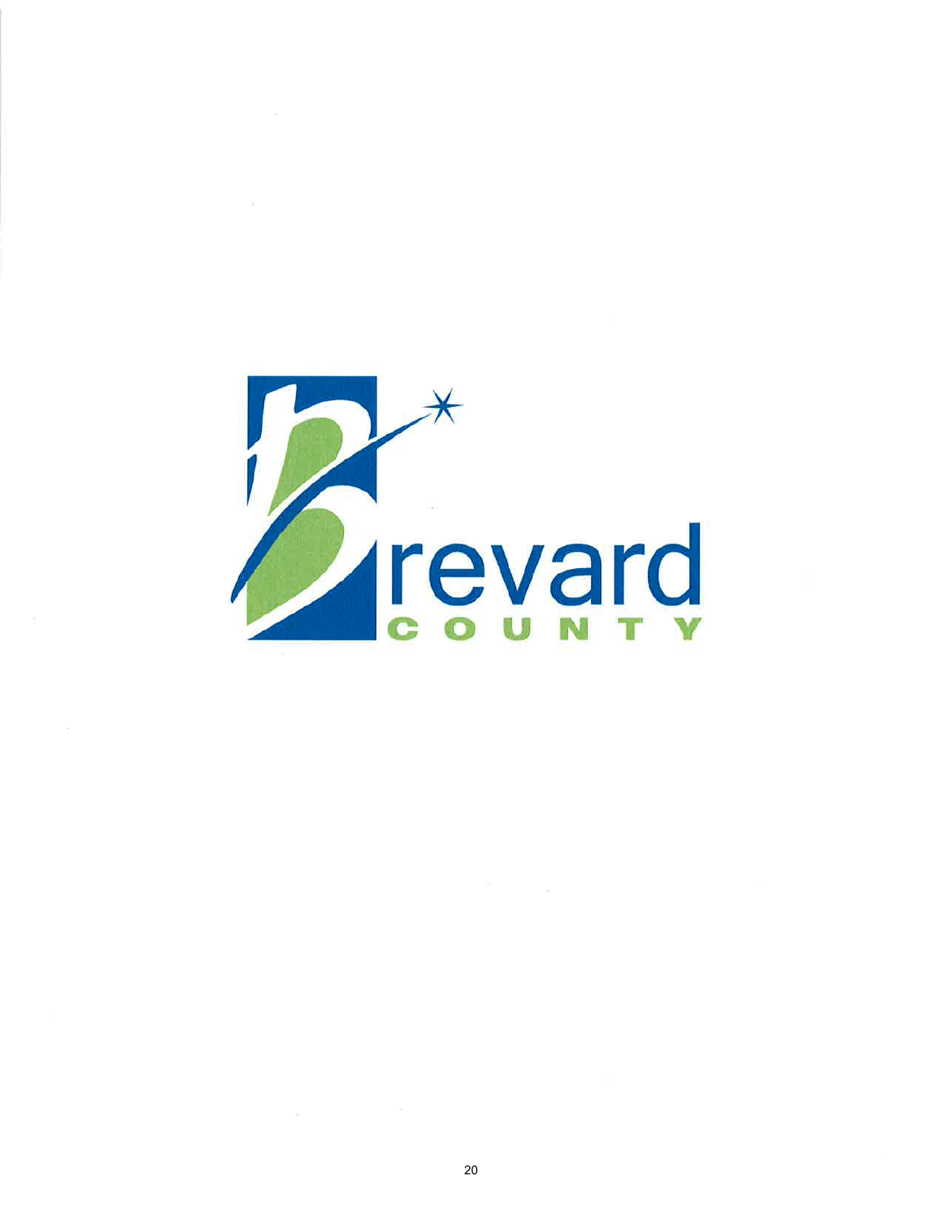Brevard
COUNTY